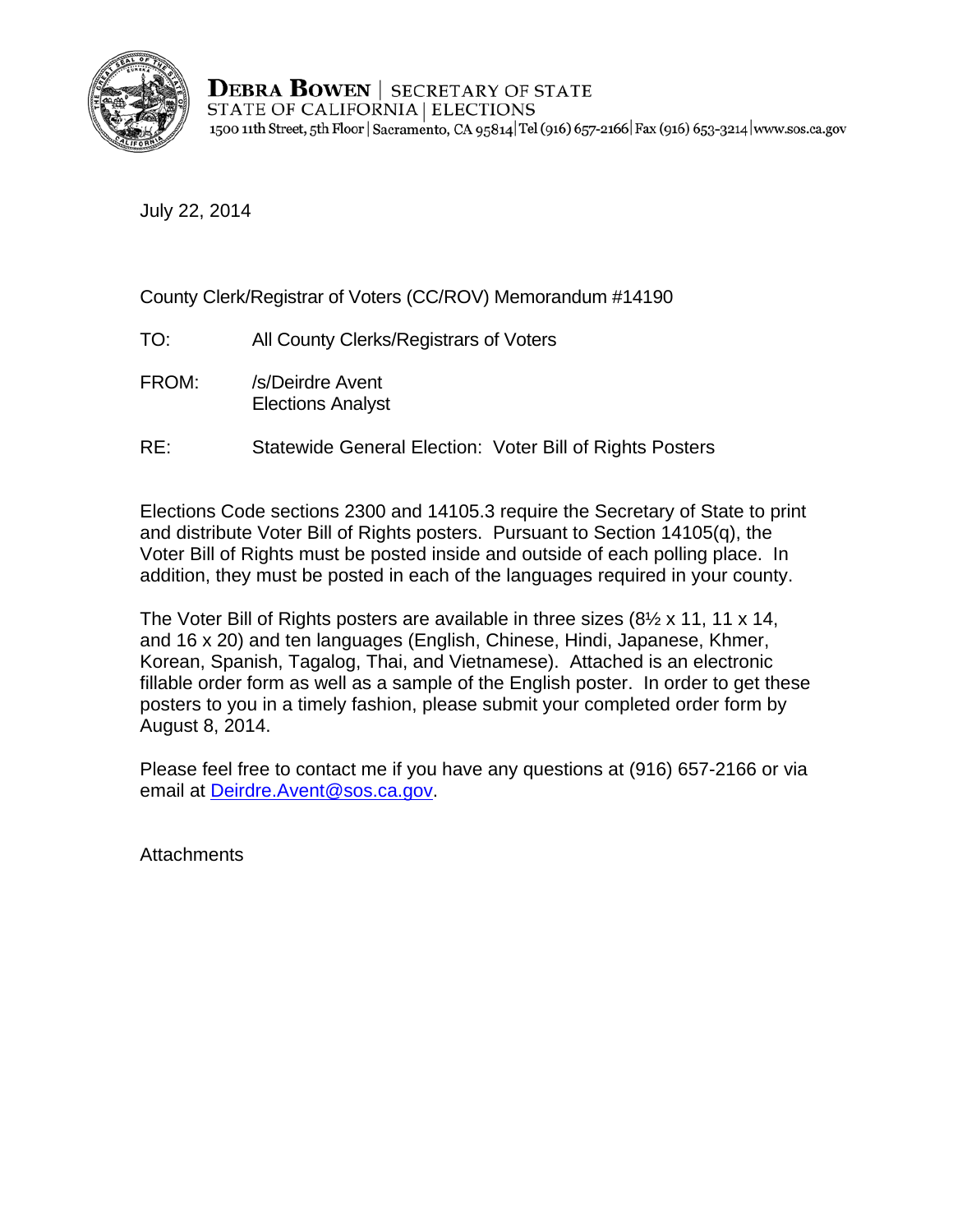**DEBRA BOWEN** | SECRETARY OF STATE
STATE OF CALIFORNIA | ELECTIONS
1500 11th Street, 5th Floor | Sacramento, CA 95814 | Tel (916) 657-2166 | Fax (916) 653-3214 | www.sos.ca.gov

July 22, 2014

County Clerk/Registrar of Voters (CC/ROV) Memorandum #14190

TO: All County Clerks/Registrars of Voters

FROM: /s/Deirdre Avent
Elections Analyst

RE: Statewide General Election: Voter Bill of Rights Posters

Elections Code sections 2300 and 14105.3 require the Secretary of State to print and distribute Voter Bill of Rights posters. Pursuant to Section 14105(q), the Voter Bill of Rights must be posted inside and outside of each polling place. In addition, they must be posted in each of the languages required in your county.

The Voter Bill of Rights posters are available in three sizes (8½ x 11, 11 x 14, and 16 x 20) and ten languages (English, Chinese, Hindi, Japanese, Khmer, Korean, Spanish, Tagalog, Thai, and Vietnamese). Attached is an electronic fillable order form as well as a sample of the English poster. In order to get these posters to you in a timely fashion, please submit your completed order form by August 8, 2014.

Please feel free to contact me if you have any questions at (916) 657-2166 or via email at Deirdre.Avent@sos.ca.gov.

Attachments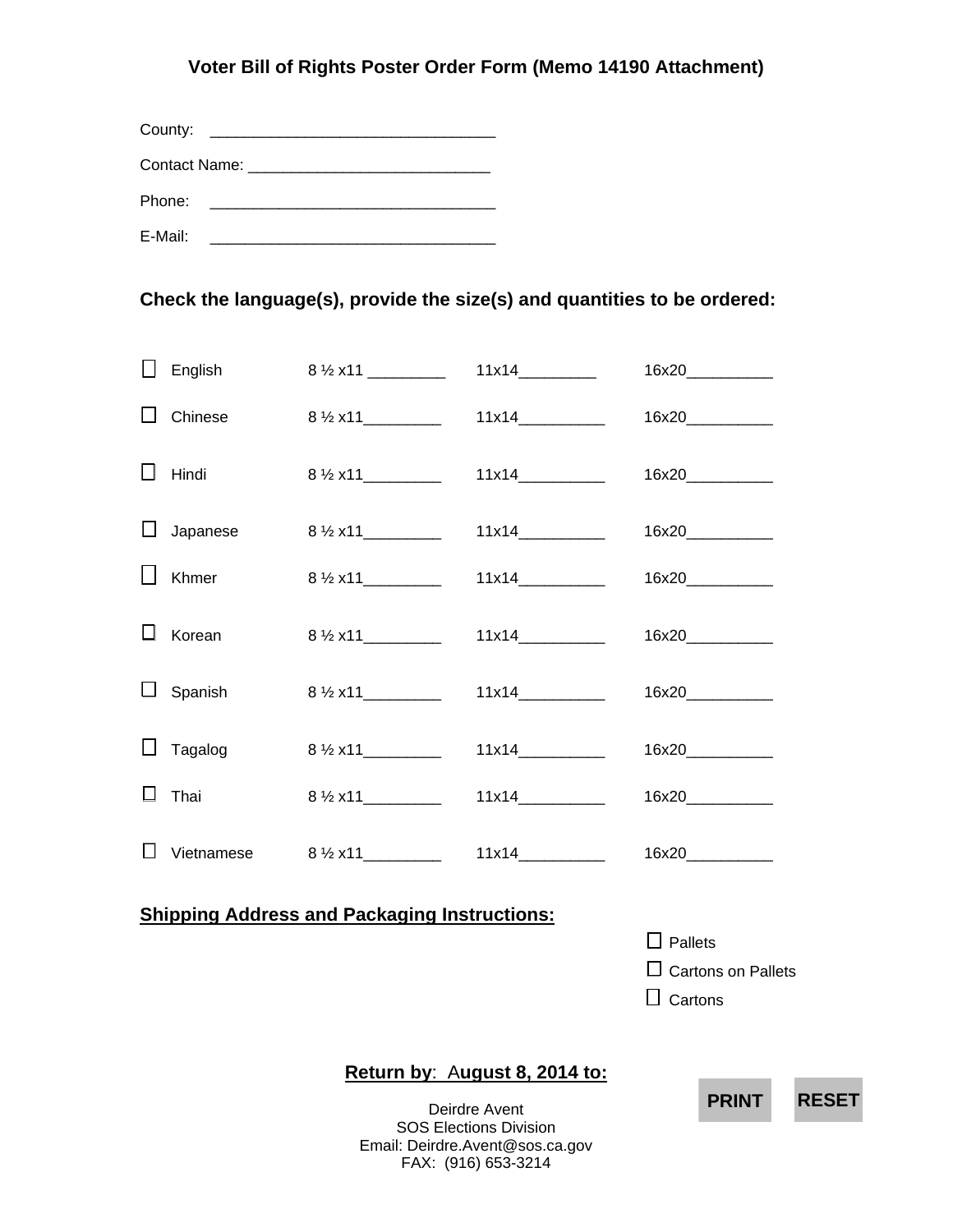## Voter Bill of Rights Poster Order Form (Memo 14190 Attachment)

County: ________________________________

Contact Name: ___________________________

Phone: ________________________________

E-Mail: ________________________________

### Check the language(s), provide the size(s) and quantities to be ordered:

| | Language | 8 ½ x11 | 11x14 | 16x20 |
|---|---|---|---|---|
| ☐ | English | 8 ½ x11 _________ | 11x14_________ | 16x20__________ |
| ☐ | Chinese | 8 ½ x11_________ | 11x14__________ | 16x20__________ |
| ☐ | Hindi | 8 ½ x11_________ | 11x14__________ | 16x20__________ |
| ☐ | Japanese | 8 ½ x11_________ | 11x14__________ | 16x20__________ |
| ☐ | Khmer | 8 ½ x11_________ | 11x14__________ | 16x20__________ |
| ☐ | Korean | 8 ½ x11_________ | 11x14__________ | 16x20__________ |
| ☐ | Spanish | 8 ½ x11_________ | 11x14__________ | 16x20__________ |
| ☐ | Tagalog | 8 ½ x11_________ | 11x14__________ | 16x20__________ |
| ☐ | Thai | 8 ½ x11_________ | 11x14__________ | 16x20__________ |
| ☐ | Vietnamese | 8 ½ x11_________ | 11x14__________ | 16x20__________ |

**Shipping Address and Packaging Instructions:**

☐ Pallets

☐ Cartons on Pallets

☐ Cartons

**Return by: August 8, 2014 to:**

Deirdre Avent
SOS Elections Division
Email: Deirdre.Avent@sos.ca.gov
FAX: (916) 653-3214

PRINT RESET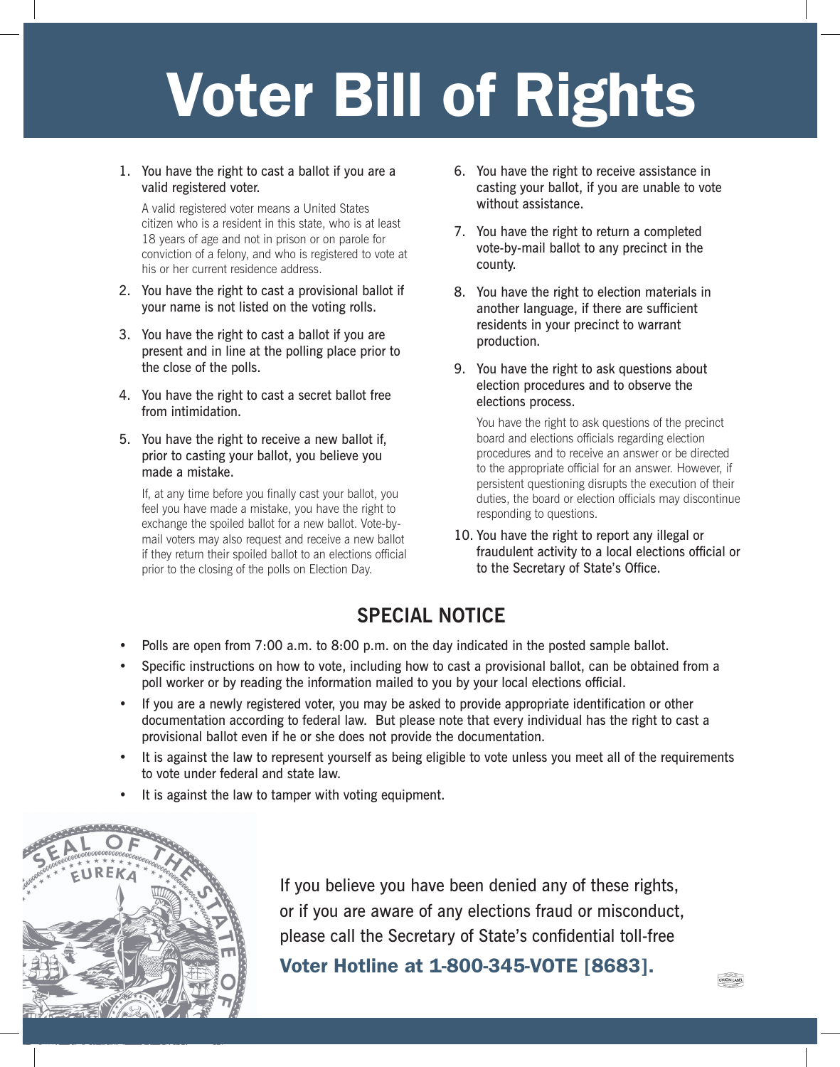# Voter Bill of Rights

1. You have the right to cast a ballot if you are a valid registered voter.

   A valid registered voter means a United States citizen who is a resident in this state, who is at least 18 years of age and not in prison or on parole for conviction of a felony, and who is registered to vote at his or her current residence address.

2. You have the right to cast a provisional ballot if your name is not listed on the voting rolls.

3. You have the right to cast a ballot if you are present and in line at the polling place prior to the close of the polls.

4. You have the right to cast a secret ballot free from intimidation.

5. You have the right to receive a new ballot if, prior to casting your ballot, you believe you made a mistake.

   If, at any time before you finally cast your ballot, you feel you have made a mistake, you have the right to exchange the spoiled ballot for a new ballot. Vote-by-mail voters may also request and receive a new ballot if they return their spoiled ballot to an elections official prior to the closing of the polls on Election Day.

6. You have the right to receive assistance in casting your ballot, if you are unable to vote without assistance.

7. You have the right to return a completed vote-by-mail ballot to any precinct in the county.

8. You have the right to election materials in another language, if there are sufficient residents in your precinct to warrant production.

9. You have the right to ask questions about election procedures and to observe the elections process.

   You have the right to ask questions of the precinct board and elections officials regarding election procedures and to receive an answer or be directed to the appropriate official for an answer. However, if persistent questioning disrupts the execution of their duties, the board or election officials may discontinue responding to questions.

10. You have the right to report any illegal or fraudulent activity to a local elections official or to the Secretary of State's Office.

## SPECIAL NOTICE

- Polls are open from 7:00 a.m. to 8:00 p.m. on the day indicated in the posted sample ballot.
- Specific instructions on how to vote, including how to cast a provisional ballot, can be obtained from a poll worker or by reading the information mailed to you by your local elections official.
- If you are a newly registered voter, you may be asked to provide appropriate identification or other documentation according to federal law. But please note that every individual has the right to cast a provisional ballot even if he or she does not provide the documentation.
- It is against the law to represent yourself as being eligible to vote unless you meet all of the requirements to vote under federal and state law.
- It is against the law to tamper with voting equipment.

If you believe you have been denied any of these rights, or if you are aware of any elections fraud or misconduct, please call the Secretary of State's confidential toll-free

**Voter Hotline at 1-800-345-VOTE [8683].**